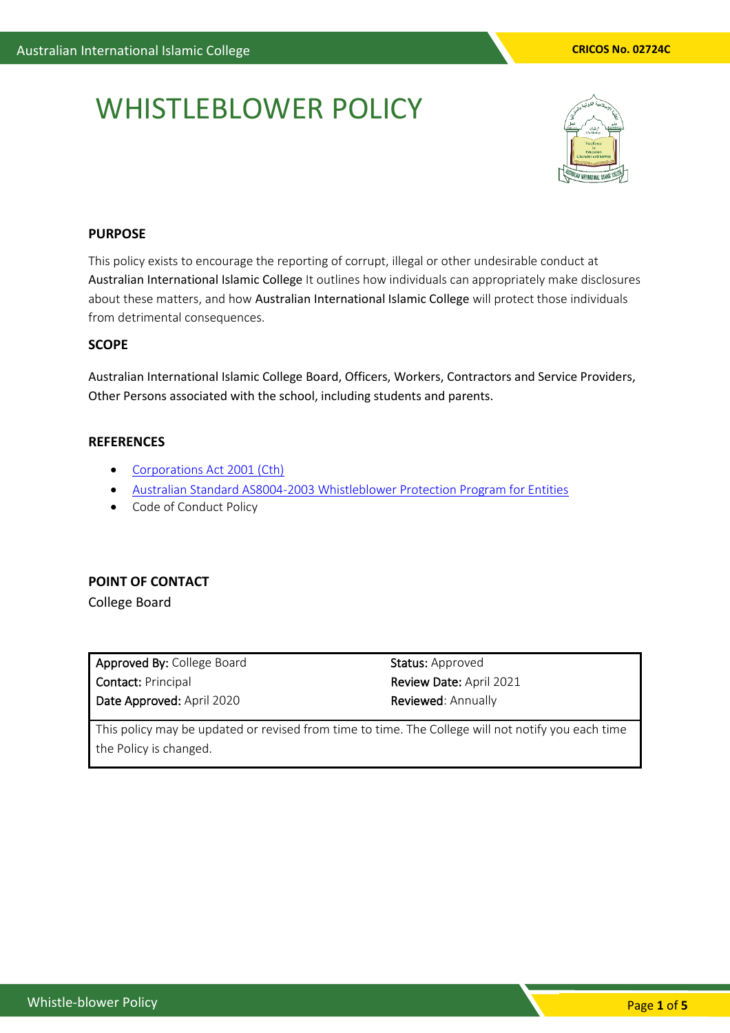# WHISTLEBLOWER POLICY

## PURPOSE

This policy exists to encourage the reporting of corrupt, illegal or other undesirable conduct at Australian International Islamic College It outlines how individuals can appropriately make disclosures about these matters, and how Australian International Islamic College will protect those individuals from detrimental consequences.

## SCOPE

Australian International Islamic College Board, Officers, Workers, Contractors and Service Providers, Other Persons associated with the school, including students and parents.

## REFERENCES

- Corporations Act 2001 (Cth)
- Australian Standard AS8004-2003 Whistleblower Protection Program for Entities
- Code of Conduct Policy

## POINT OF CONTACT

College Board

| | |
|---|---|
| **Approved By:** College Board | **Status:** Approved |
| **Contact:** Principal | **Review Date:** April 2021 |
| **Date Approved:** April 2020 | **Reviewed**: Annually |
| This policy may be updated or revised from time to time. The College will not notify you each time the Policy is changed. | |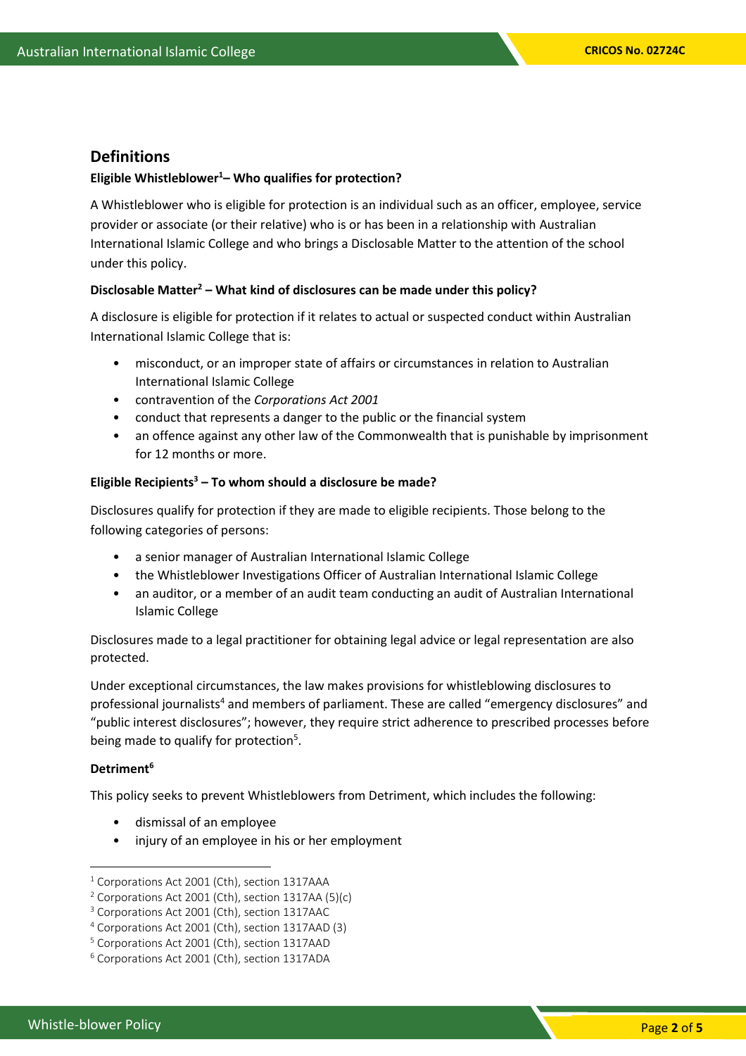## Definitions

### Eligible Whistleblower[1]– Who qualifies for protection?

A Whistleblower who is eligible for protection is an individual such as an officer, employee, service provider or associate (or their relative) who is or has been in a relationship with Australian International Islamic College and who brings a Disclosable Matter to the attention of the school under this policy.

### Disclosable Matter[2] – What kind of disclosures can be made under this policy?

A disclosure is eligible for protection if it relates to actual or suspected conduct within Australian International Islamic College that is:

- misconduct, or an improper state of affairs or circumstances in relation to Australian International Islamic College
- contravention of the *Corporations Act 2001*
- conduct that represents a danger to the public or the financial system
- an offence against any other law of the Commonwealth that is punishable by imprisonment for 12 months or more.

### Eligible Recipients[3] – To whom should a disclosure be made?

Disclosures qualify for protection if they are made to eligible recipients. Those belong to the following categories of persons:

- a senior manager of Australian International Islamic College
- the Whistleblower Investigations Officer of Australian International Islamic College
- an auditor, or a member of an audit team conducting an audit of Australian International Islamic College

Disclosures made to a legal practitioner for obtaining legal advice or legal representation are also protected.

Under exceptional circumstances, the law makes provisions for whistleblowing disclosures to professional journalists[4] and members of parliament. These are called "emergency disclosures" and "public interest disclosures"; however, they require strict adherence to prescribed processes before being made to qualify for protection[5].

### Detriment[6]

This policy seeks to prevent Whistleblowers from Detriment, which includes the following:

- dismissal of an employee
- injury of an employee in his or her employment

---

[1] Corporations Act 2001 (Cth), section 1317AAA
[2] Corporations Act 2001 (Cth), section 1317AA (5)(c)
[3] Corporations Act 2001 (Cth), section 1317AAC
[4] Corporations Act 2001 (Cth), section 1317AAD (3)
[5] Corporations Act 2001 (Cth), section 1317AAD
[6] Corporations Act 2001 (Cth), section 1317ADA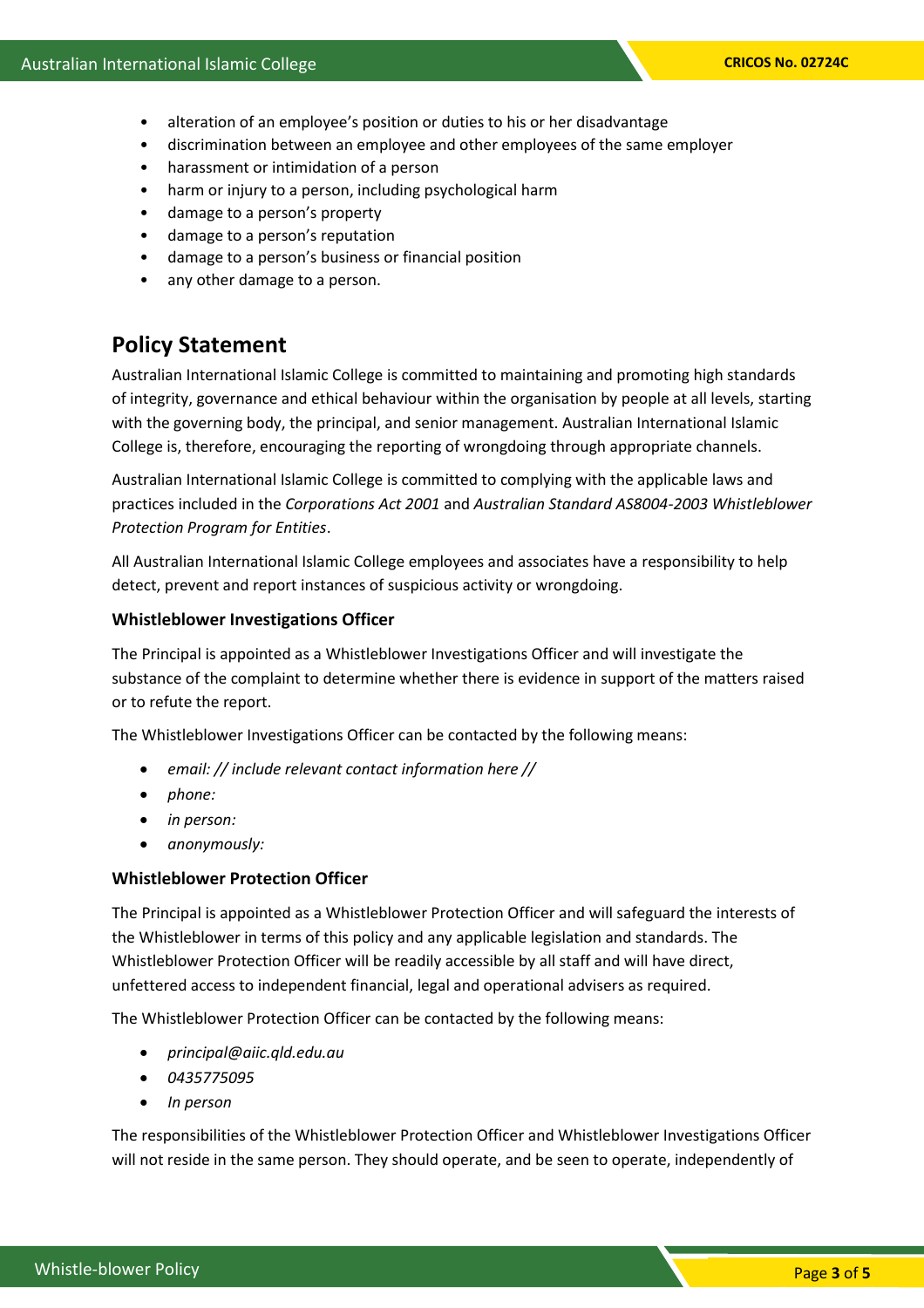- alteration of an employee's position or duties to his or her disadvantage
- discrimination between an employee and other employees of the same employer
- harassment or intimidation of a person
- harm or injury to a person, including psychological harm
- damage to a person's property
- damage to a person's reputation
- damage to a person's business or financial position
- any other damage to a person.

## Policy Statement

Australian International Islamic College is committed to maintaining and promoting high standards of integrity, governance and ethical behaviour within the organisation by people at all levels, starting with the governing body, the principal, and senior management. Australian International Islamic College is, therefore, encouraging the reporting of wrongdoing through appropriate channels.

Australian International Islamic College is committed to complying with the applicable laws and practices included in the *Corporations Act 2001* and *Australian Standard AS8004-2003 Whistleblower Protection Program for Entities*.

All Australian International Islamic College employees and associates have a responsibility to help detect, prevent and report instances of suspicious activity or wrongdoing.

### Whistleblower Investigations Officer

The Principal is appointed as a Whistleblower Investigations Officer and will investigate the substance of the complaint to determine whether there is evidence in support of the matters raised or to refute the report.

The Whistleblower Investigations Officer can be contacted by the following means:

- *email: // include relevant contact information here //*
- *phone:*
- *in person:*
- *anonymously:*

### Whistleblower Protection Officer

The Principal is appointed as a Whistleblower Protection Officer and will safeguard the interests of the Whistleblower in terms of this policy and any applicable legislation and standards. The Whistleblower Protection Officer will be readily accessible by all staff and will have direct, unfettered access to independent financial, legal and operational advisers as required.

The Whistleblower Protection Officer can be contacted by the following means:

- *principal@aiic.qld.edu.au*
- *0435775095*
- *In person*

The responsibilities of the Whistleblower Protection Officer and Whistleblower Investigations Officer will not reside in the same person. They should operate, and be seen to operate, independently of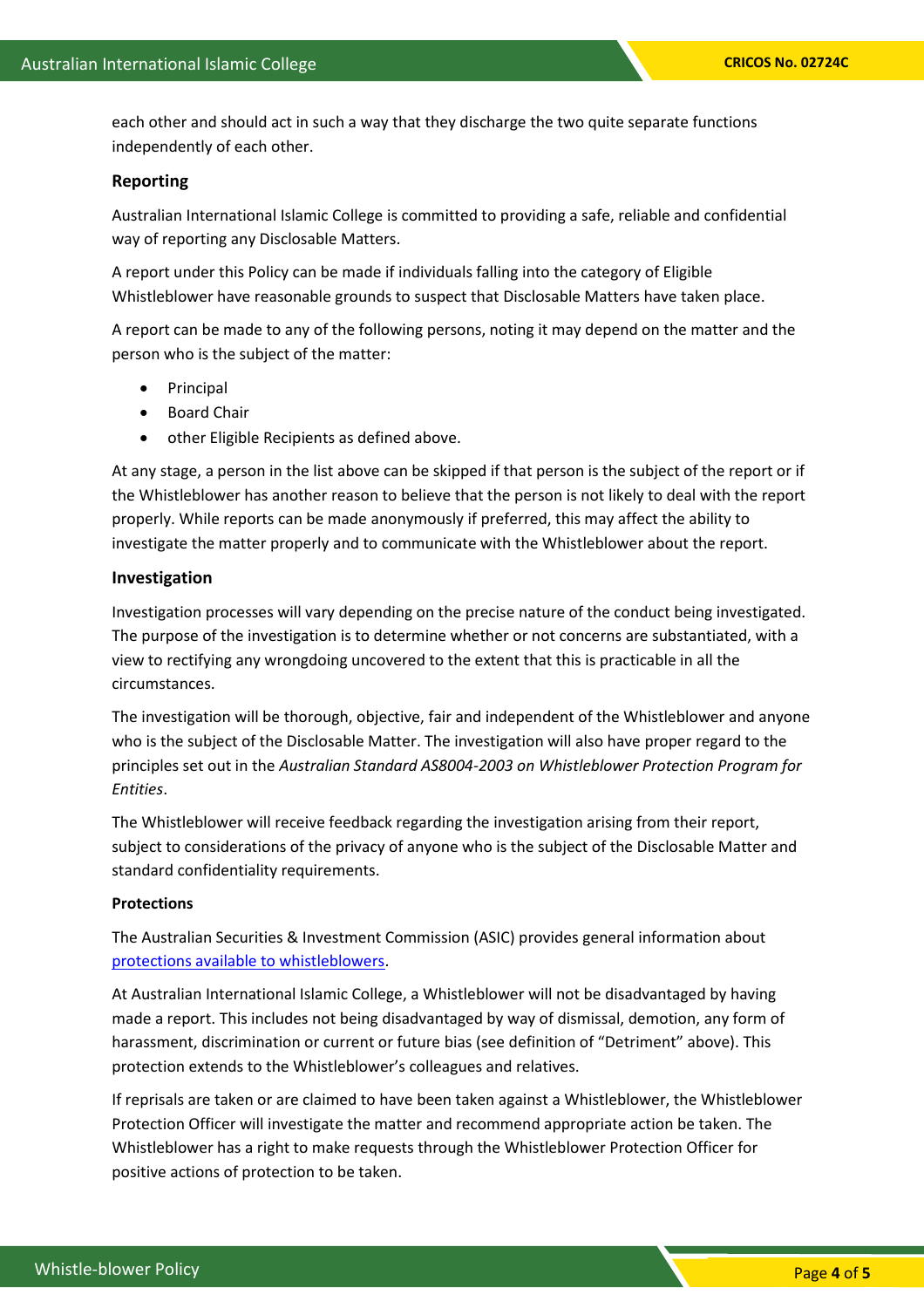each other and should act in such a way that they discharge the two quite separate functions independently of each other.

### Reporting

Australian International Islamic College is committed to providing a safe, reliable and confidential way of reporting any Disclosable Matters.

A report under this Policy can be made if individuals falling into the category of Eligible Whistleblower have reasonable grounds to suspect that Disclosable Matters have taken place.

A report can be made to any of the following persons, noting it may depend on the matter and the person who is the subject of the matter:

- Principal
- Board Chair
- other Eligible Recipients as defined above.

At any stage, a person in the list above can be skipped if that person is the subject of the report or if the Whistleblower has another reason to believe that the person is not likely to deal with the report properly. While reports can be made anonymously if preferred, this may affect the ability to investigate the matter properly and to communicate with the Whistleblower about the report.

### Investigation

Investigation processes will vary depending on the precise nature of the conduct being investigated. The purpose of the investigation is to determine whether or not concerns are substantiated, with a view to rectifying any wrongdoing uncovered to the extent that this is practicable in all the circumstances.

The investigation will be thorough, objective, fair and independent of the Whistleblower and anyone who is the subject of the Disclosable Matter. The investigation will also have proper regard to the principles set out in the *Australian Standard AS8004-2003 on Whistleblower Protection Program for Entities*.

The Whistleblower will receive feedback regarding the investigation arising from their report, subject to considerations of the privacy of anyone who is the subject of the Disclosable Matter and standard confidentiality requirements.

**Protections**

The Australian Securities & Investment Commission (ASIC) provides general information about protections available to whistleblowers.

At Australian International Islamic College, a Whistleblower will not be disadvantaged by having made a report. This includes not being disadvantaged by way of dismissal, demotion, any form of harassment, discrimination or current or future bias (see definition of "Detriment" above). This protection extends to the Whistleblower's colleagues and relatives.

If reprisals are taken or are claimed to have been taken against a Whistleblower, the Whistleblower Protection Officer will investigate the matter and recommend appropriate action be taken. The Whistleblower has a right to make requests through the Whistleblower Protection Officer for positive actions of protection to be taken.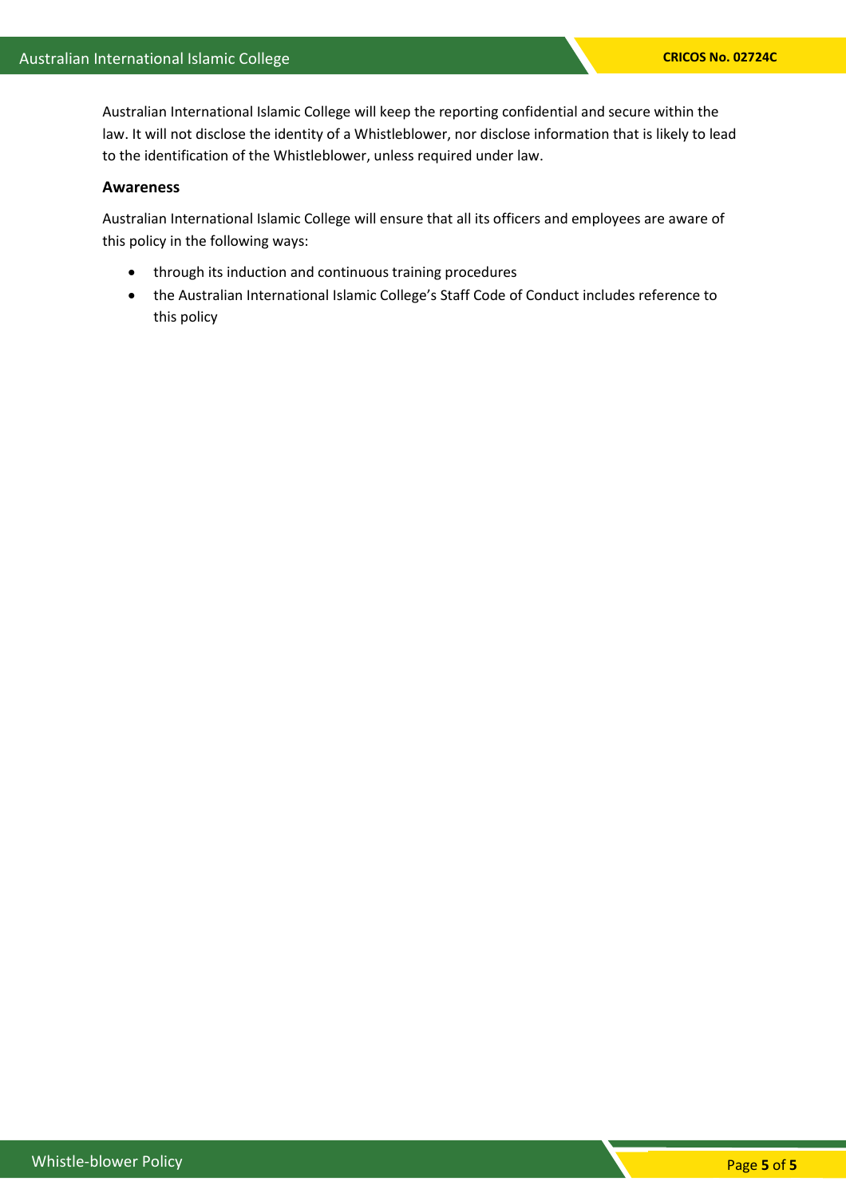Australian International Islamic College will keep the reporting confidential and secure within the law. It will not disclose the identity of a Whistleblower, nor disclose information that is likely to lead to the identification of the Whistleblower, unless required under law.

**Awareness**

Australian International Islamic College will ensure that all its officers and employees are aware of this policy in the following ways:

- through its induction and continuous training procedures
- the Australian International Islamic College's Staff Code of Conduct includes reference to this policy